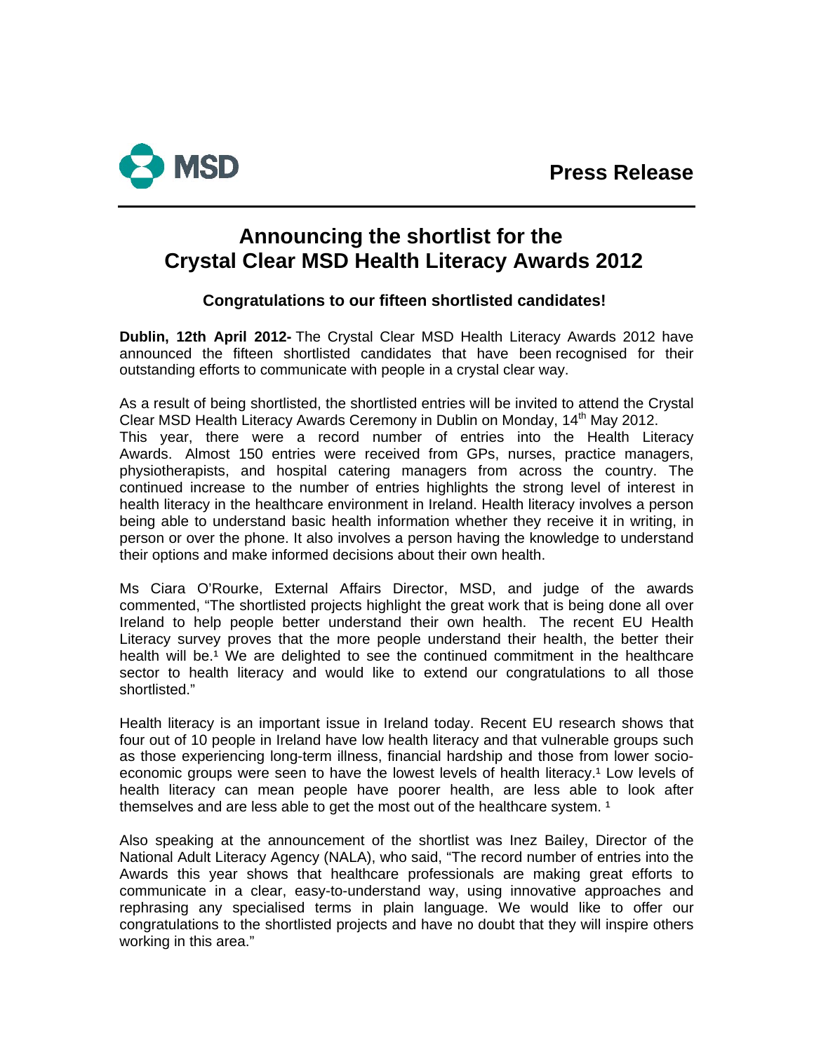MSD

**Press Release**

# Announcing the shortlist for the Crystal Clear MSD Health Literacy Awards 2012

### Congratulations to our fifteen shortlisted candidates!

**Dublin, 12th April 2012-** The Crystal Clear MSD Health Literacy Awards 2012 have announced the fifteen shortlisted candidates that have been recognised for their outstanding efforts to communicate with people in a crystal clear way.

As a result of being shortlisted, the shortlisted entries will be invited to attend the Crystal Clear MSD Health Literacy Awards Ceremony in Dublin on Monday, 14th May 2012.
This year, there were a record number of entries into the Health Literacy Awards. Almost 150 entries were received from GPs, nurses, practice managers, physiotherapists, and hospital catering managers from across the country. The continued increase to the number of entries highlights the strong level of interest in health literacy in the healthcare environment in Ireland. Health literacy involves a person being able to understand basic health information whether they receive it in writing, in person or over the phone. It also involves a person having the knowledge to understand their options and make informed decisions about their own health.

Ms Ciara O'Rourke, External Affairs Director, MSD, and judge of the awards commented, "The shortlisted projects highlight the great work that is being done all over Ireland to help people better understand their own health. The recent EU Health Literacy survey proves that the more people understand their health, the better their health will be.[1] We are delighted to see the continued commitment in the healthcare sector to health literacy and would like to extend our congratulations to all those shortlisted."

Health literacy is an important issue in Ireland today. Recent EU research shows that four out of 10 people in Ireland have low health literacy and that vulnerable groups such as those experiencing long-term illness, financial hardship and those from lower socio-economic groups were seen to have the lowest levels of health literacy.[1] Low levels of health literacy can mean people have poorer health, are less able to look after themselves and are less able to get the most out of the healthcare system. [1]

Also speaking at the announcement of the shortlist was Inez Bailey, Director of the National Adult Literacy Agency (NALA), who said, "The record number of entries into the Awards this year shows that healthcare professionals are making great efforts to communicate in a clear, easy-to-understand way, using innovative approaches and rephrasing any specialised terms in plain language. We would like to offer our congratulations to the shortlisted projects and have no doubt that they will inspire others working in this area."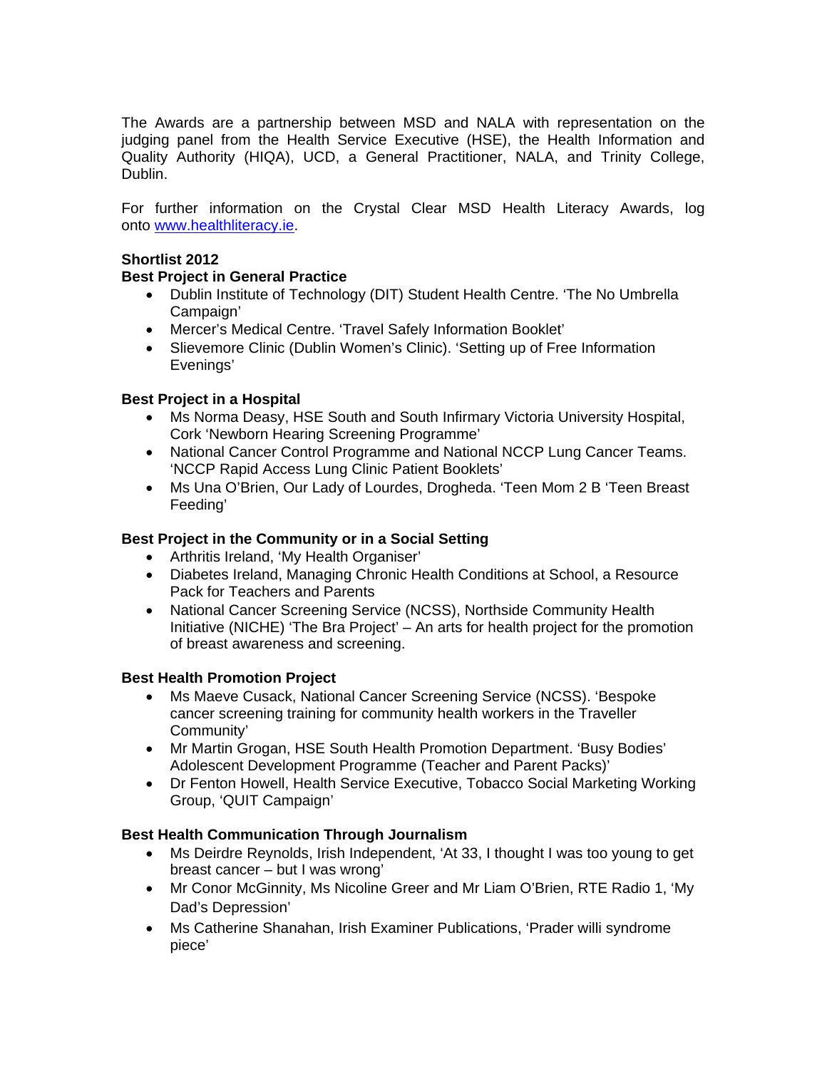The Awards are a partnership between MSD and NALA with representation on the judging panel from the Health Service Executive (HSE), the Health Information and Quality Authority (HIQA), UCD, a General Practitioner, NALA, and Trinity College, Dublin.

For further information on the Crystal Clear MSD Health Literacy Awards, log onto [www.healthliteracy.ie](http://www.healthliteracy.ie).

**Shortlist 2012**

**Best Project in General Practice**

- Dublin Institute of Technology (DIT) Student Health Centre. 'The No Umbrella Campaign'
- Mercer's Medical Centre. 'Travel Safely Information Booklet'
- Slievemore Clinic (Dublin Women's Clinic). 'Setting up of Free Information Evenings'

**Best Project in a Hospital**

- Ms Norma Deasy, HSE South and South Infirmary Victoria University Hospital, Cork 'Newborn Hearing Screening Programme'
- National Cancer Control Programme and National NCCP Lung Cancer Teams. 'NCCP Rapid Access Lung Clinic Patient Booklets'
- Ms Una O'Brien, Our Lady of Lourdes, Drogheda. 'Teen Mom 2 B 'Teen Breast Feeding'

**Best Project in the Community or in a Social Setting**

- Arthritis Ireland, 'My Health Organiser'
- Diabetes Ireland, Managing Chronic Health Conditions at School, a Resource Pack for Teachers and Parents
- National Cancer Screening Service (NCSS), Northside Community Health Initiative (NICHE) 'The Bra Project' – An arts for health project for the promotion of breast awareness and screening.

**Best Health Promotion Project**

- Ms Maeve Cusack, National Cancer Screening Service (NCSS). 'Bespoke cancer screening training for community health workers in the Traveller Community'
- Mr Martin Grogan, HSE South Health Promotion Department. 'Busy Bodies' Adolescent Development Programme (Teacher and Parent Packs)'
- Dr Fenton Howell, Health Service Executive, Tobacco Social Marketing Working Group, 'QUIT Campaign'

**Best Health Communication Through Journalism**

- Ms Deirdre Reynolds, Irish Independent, 'At 33, I thought I was too young to get breast cancer – but I was wrong'
- Mr Conor McGinnity, Ms Nicoline Greer and Mr Liam O'Brien, RTE Radio 1, 'My Dad's Depression'
- Ms Catherine Shanahan, Irish Examiner Publications, 'Prader willi syndrome piece'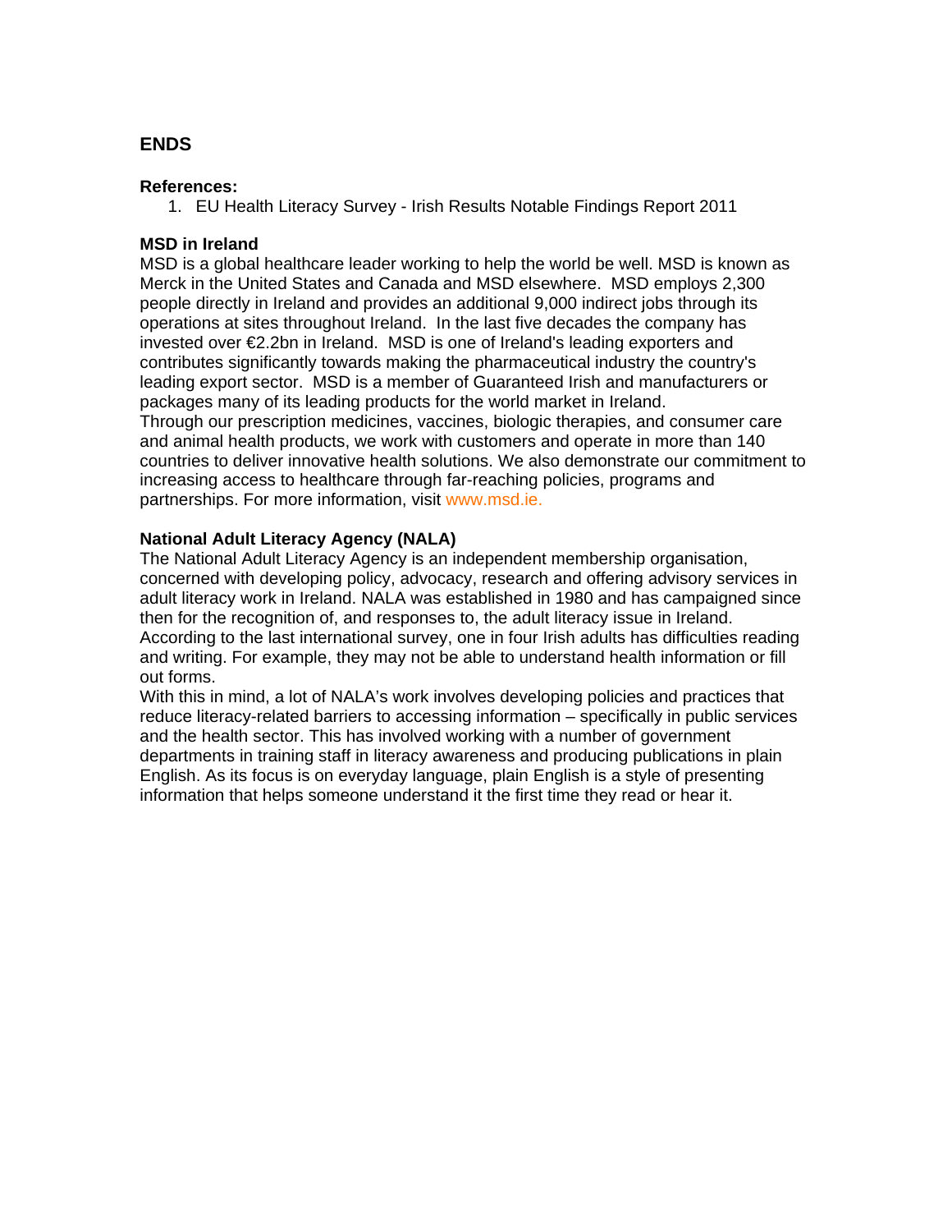**ENDS**

**References:**

1. EU Health Literacy Survey - Irish Results Notable Findings Report 2011

**MSD in Ireland**

MSD is a global healthcare leader working to help the world be well. MSD is known as Merck in the United States and Canada and MSD elsewhere. MSD employs 2,300 people directly in Ireland and provides an additional 9,000 indirect jobs through its operations at sites throughout Ireland. In the last five decades the company has invested over €2.2bn in Ireland. MSD is one of Ireland's leading exporters and contributes significantly towards making the pharmaceutical industry the country's leading export sector. MSD is a member of Guaranteed Irish and manufacturers or packages many of its leading products for the world market in Ireland.
Through our prescription medicines, vaccines, biologic therapies, and consumer care and animal health products, we work with customers and operate in more than 140 countries to deliver innovative health solutions. We also demonstrate our commitment to increasing access to healthcare through far-reaching policies, programs and partnerships. For more information, visit www.msd.ie.

**National Adult Literacy Agency (NALA)**

The National Adult Literacy Agency is an independent membership organisation, concerned with developing policy, advocacy, research and offering advisory services in adult literacy work in Ireland. NALA was established in 1980 and has campaigned since then for the recognition of, and responses to, the adult literacy issue in Ireland. According to the last international survey, one in four Irish adults has difficulties reading and writing. For example, they may not be able to understand health information or fill out forms.
With this in mind, a lot of NALA's work involves developing policies and practices that reduce literacy-related barriers to accessing information – specifically in public services and the health sector. This has involved working with a number of government departments in training staff in literacy awareness and producing publications in plain English. As its focus is on everyday language, plain English is a style of presenting information that helps someone understand it the first time they read or hear it.